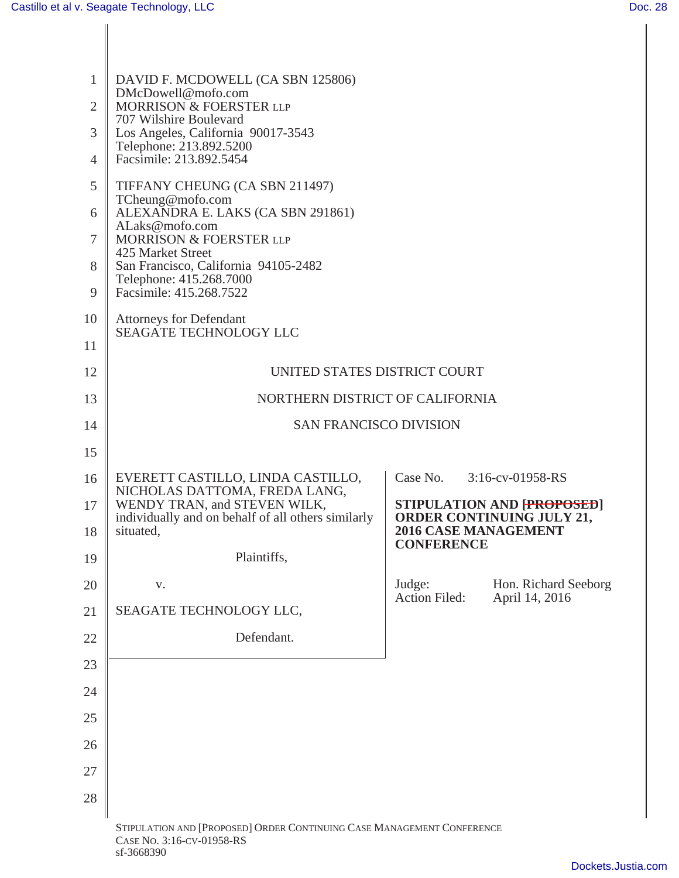DAVID F. MCDOWELL (CA SBN 125806)
DMcDowell@mofo.com
MORRISON & FOERSTER LLP
707 Wilshire Boulevard
Los Angeles, California 90017-3543
Telephone: 213.892.5200
Facsimile: 213.892.5454

TIFFANY CHEUNG (CA SBN 211497)
TCheung@mofo.com
ALEXANDRA E. LAKS (CA SBN 291861)
ALaks@mofo.com
MORRISON & FOERSTER LLP
425 Market Street
San Francisco, California 94105-2482
Telephone: 415.268.7000
Facsimile: 415.268.7522

Attorneys for Defendant
SEAGATE TECHNOLOGY LLC

UNITED STATES DISTRICT COURT

NORTHERN DISTRICT OF CALIFORNIA

SAN FRANCISCO DIVISION

| | |
|---|---|
| EVERETT CASTILLO, LINDA CASTILLO, NICHOLAS DATTOMA, FREDA LANG, WENDY TRAN, and STEVEN WILK, individually and on behalf of all others similarly situated,<br><br>Plaintiffs,<br><br>v.<br><br>SEAGATE TECHNOLOGY LLC,<br><br>Defendant. | Case No. 3:16-cv-01958-RS<br><br>**STIPULATION AND ~~[PROPOSED]~~ ORDER CONTINUING JULY 21, 2016 CASE MANAGEMENT CONFERENCE**<br><br>Judge: Hon. Richard Seeborg<br>Action Filed: April 14, 2016 |

STIPULATION AND [PROPOSED] ORDER CONTINUING CASE MANAGEMENT CONFERENCE
CASE NO. 3:16-CV-01958-RS
sf-3668390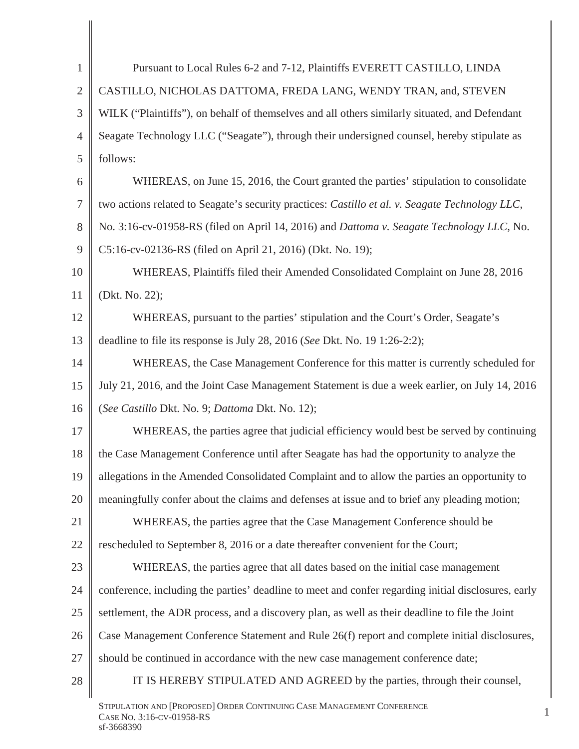Pursuant to Local Rules 6-2 and 7-12, Plaintiffs EVERETT CASTILLO, LINDA CASTILLO, NICHOLAS DATTOMA, FREDA LANG, WENDY TRAN, and, STEVEN WILK ("Plaintiffs"), on behalf of themselves and all others similarly situated, and Defendant Seagate Technology LLC ("Seagate"), through their undersigned counsel, hereby stipulate as follows:

WHEREAS, on June 15, 2016, the Court granted the parties' stipulation to consolidate two actions related to Seagate's security practices: *Castillo et al. v. Seagate Technology LLC*, No. 3:16-cv-01958-RS (filed on April 14, 2016) and *Dattoma v. Seagate Technology LLC*, No. C5:16-cv-02136-RS (filed on April 21, 2016) (Dkt. No. 19);

WHEREAS, Plaintiffs filed their Amended Consolidated Complaint on June 28, 2016 (Dkt. No. 22);

WHEREAS, pursuant to the parties' stipulation and the Court's Order, Seagate's deadline to file its response is July 28, 2016 (*See* Dkt. No. 19 1:26-2:2);

WHEREAS, the Case Management Conference for this matter is currently scheduled for July 21, 2016, and the Joint Case Management Statement is due a week earlier, on July 14, 2016 (*See Castillo* Dkt. No. 9; *Dattoma* Dkt. No. 12);

WHEREAS, the parties agree that judicial efficiency would best be served by continuing the Case Management Conference until after Seagate has had the opportunity to analyze the allegations in the Amended Consolidated Complaint and to allow the parties an opportunity to meaningfully confer about the claims and defenses at issue and to brief any pleading motion;

WHEREAS, the parties agree that the Case Management Conference should be rescheduled to September 8, 2016 or a date thereafter convenient for the Court;

WHEREAS, the parties agree that all dates based on the initial case management conference, including the parties' deadline to meet and confer regarding initial disclosures, early settlement, the ADR process, and a discovery plan, as well as their deadline to file the Joint Case Management Conference Statement and Rule 26(f) report and complete initial disclosures, should be continued in accordance with the new case management conference date;

IT IS HEREBY STIPULATED AND AGREED by the parties, through their counsel,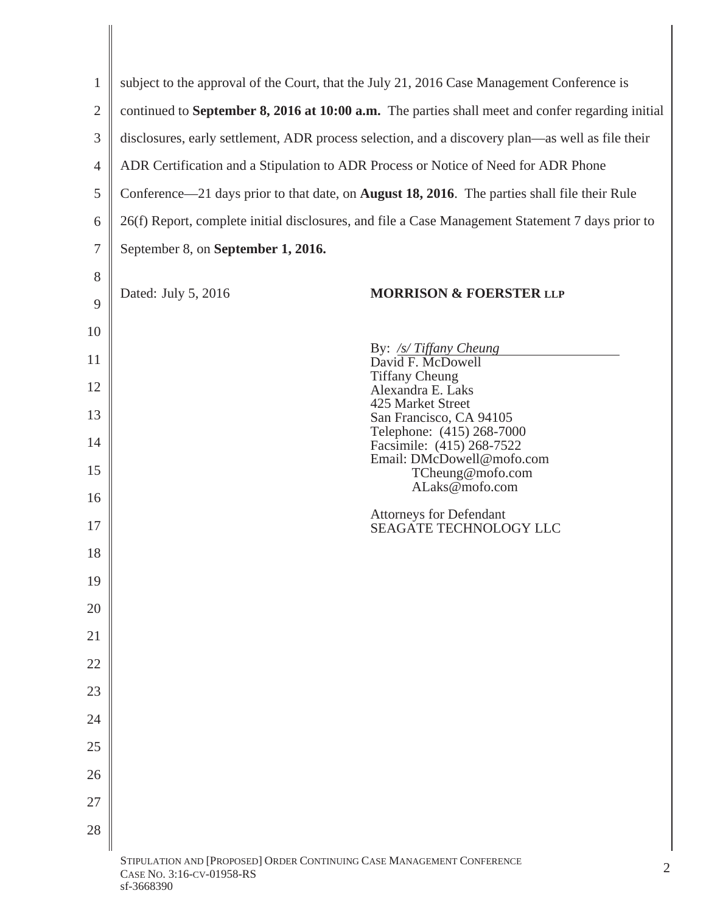subject to the approval of the Court, that the July 21, 2016 Case Management Conference is continued to **September 8, 2016 at 10:00 a.m.** The parties shall meet and confer regarding initial disclosures, early settlement, ADR process selection, and a discovery plan—as well as file their ADR Certification and a Stipulation to ADR Process or Notice of Need for ADR Phone Conference—21 days prior to that date, on **August 18, 2016**. The parties shall file their Rule 26(f) Report, complete initial disclosures, and file a Case Management Statement 7 days prior to September 8, on **September 1, 2016.**

Dated: July 5, 2016

**MORRISON & FOERSTER LLP**

By: */s/ Tiffany Cheung*
David F. McDowell
Tiffany Cheung
Alexandra E. Laks
425 Market Street
San Francisco, CA 94105
Telephone: (415) 268-7000
Facsimile: (415) 268-7522
Email: DMcDowell@mofo.com
TCheung@mofo.com
ALaks@mofo.com

Attorneys for Defendant
SEAGATE TECHNOLOGY LLC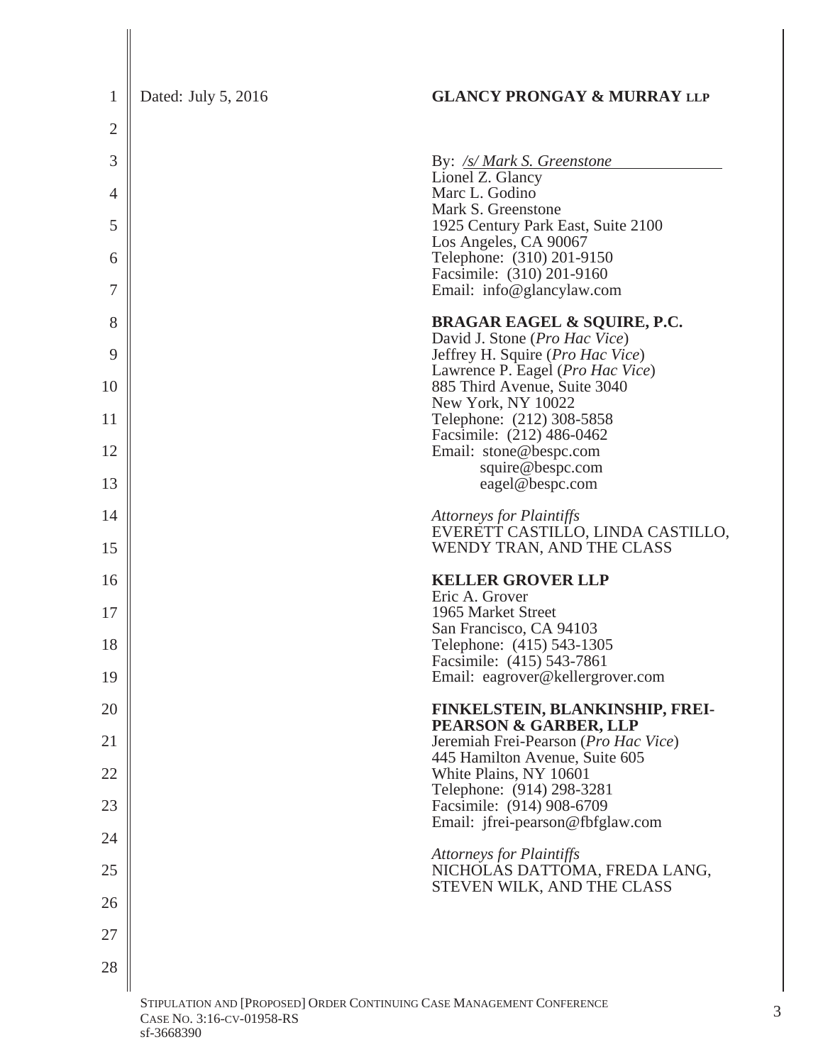Dated: July 5, 2016

**GLANCY PRONGAY & MURRAY LLP**

By: */s/ Mark S. Greenstone*
Lionel Z. Glancy
Marc L. Godino
Mark S. Greenstone
1925 Century Park East, Suite 2100
Los Angeles, CA 90067
Telephone: (310) 201-9150
Facsimile: (310) 201-9160
Email: info@glancylaw.com

**BRAGAR EAGEL & SQUIRE, P.C.**
David J. Stone (*Pro Hac Vice*)
Jeffrey H. Squire (*Pro Hac Vice*)
Lawrence P. Eagel (*Pro Hac Vice*)
885 Third Avenue, Suite 3040
New York, NY 10022
Telephone: (212) 308-5858
Facsimile: (212) 486-0462
Email: stone@bespc.com
squire@bespc.com
eagel@bespc.com

*Attorneys for Plaintiffs*
EVERETT CASTILLO, LINDA CASTILLO, WENDY TRAN, AND THE CLASS

**KELLER GROVER LLP**
Eric A. Grover
1965 Market Street
San Francisco, CA 94103
Telephone: (415) 543-1305
Facsimile: (415) 543-7861
Email: eagrover@kellergrover.com

**FINKELSTEIN, BLANKINSHIP, FREI-PEARSON & GARBER, LLP**
Jeremiah Frei-Pearson (*Pro Hac Vice*)
445 Hamilton Avenue, Suite 605
White Plains, NY 10601
Telephone: (914) 298-3281
Facsimile: (914) 908-6709
Email: jfrei-pearson@fbfglaw.com

*Attorneys for Plaintiffs*
NICHOLAS DATTOMA, FREDA LANG, STEVEN WILK, AND THE CLASS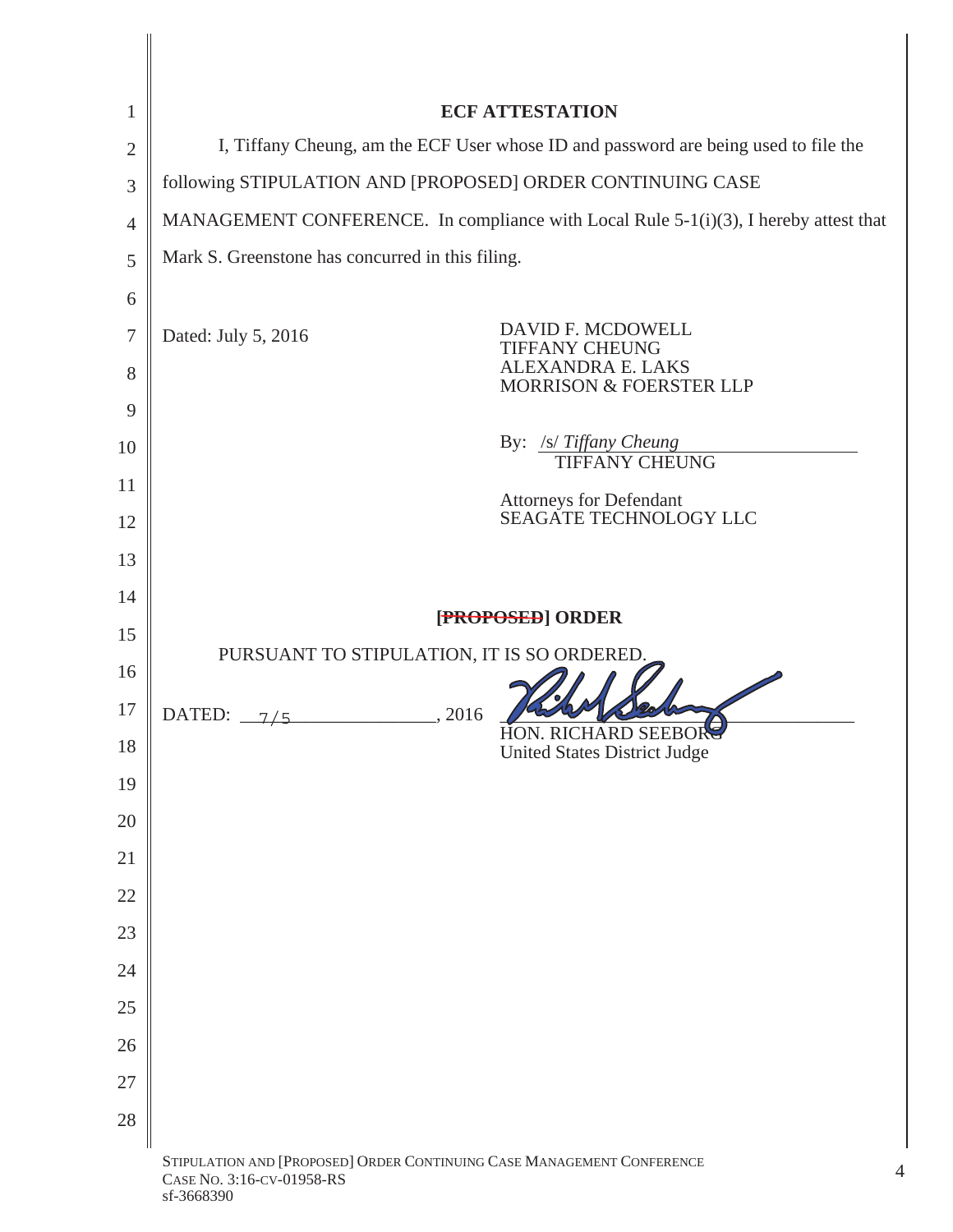## ECF ATTESTATION

I, Tiffany Cheung, am the ECF User whose ID and password are being used to file the following STIPULATION AND [PROPOSED] ORDER CONTINUING CASE MANAGEMENT CONFERENCE. In compliance with Local Rule 5-1(i)(3), I hereby attest that Mark S. Greenstone has concurred in this filing.

Dated: July 5, 2016

DAVID F. MCDOWELL
TIFFANY CHEUNG
ALEXANDRA E. LAKS
MORRISON & FOERSTER LLP

By: /s/ *Tiffany Cheung*
TIFFANY CHEUNG

Attorneys for Defendant
SEAGATE TECHNOLOGY LLC

## ~~[PROPOSED]~~ ORDER

PURSUANT TO STIPULATION, IT IS SO ORDERED.

DATED: 7/5, 2016

HON. RICHARD SEEBORG
United States District Judge